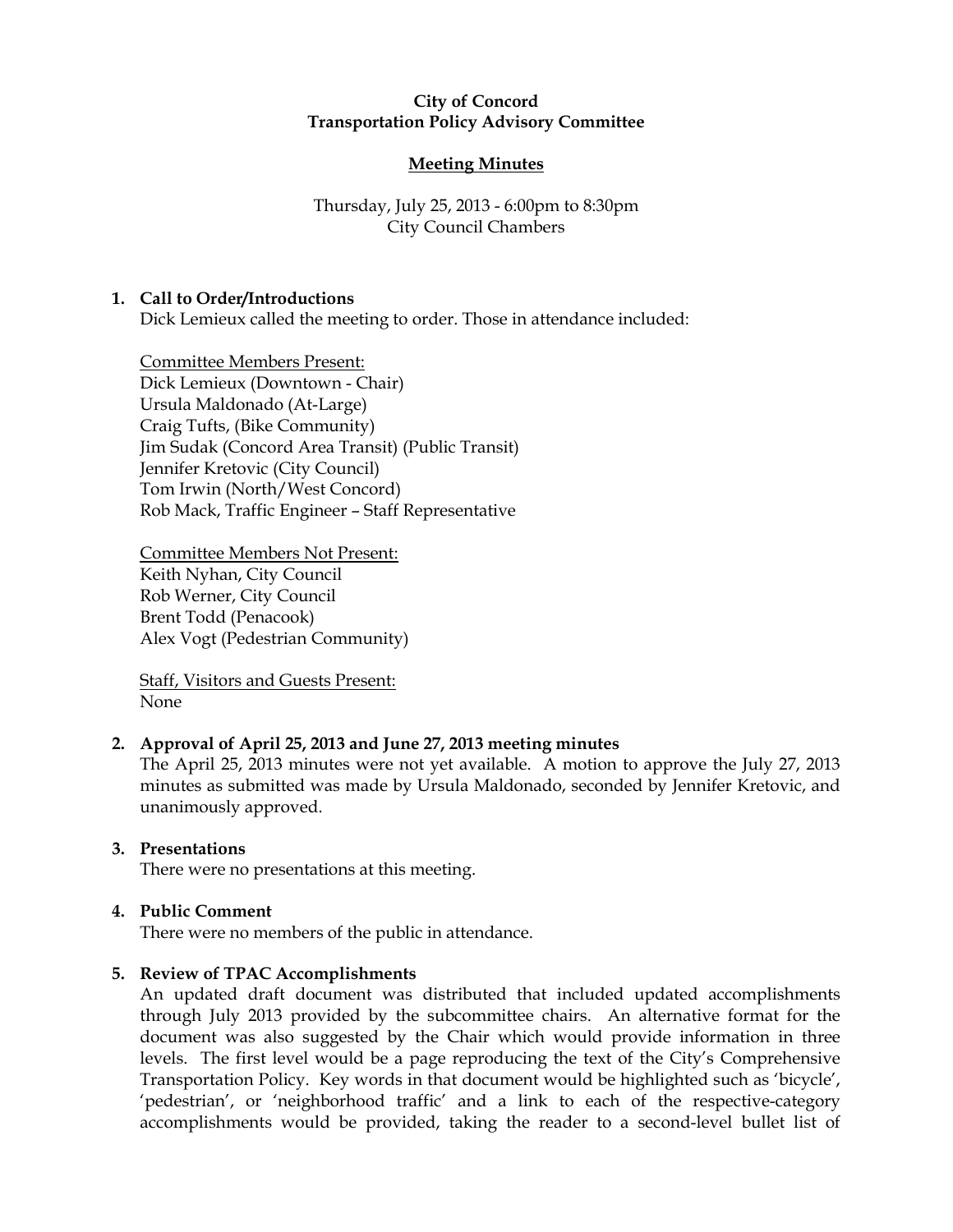**City of Concord**
**Transportation Policy Advisory Committee**

**Meeting Minutes**

Thursday, July 25, 2013 - 6:00pm to 8:30pm
City Council Chambers

1. **Call to Order/Introductions**
   Dick Lemieux called the meeting to order. Those in attendance included:

   Committee Members Present:
   Dick Lemieux (Downtown - Chair)
   Ursula Maldonado (At-Large)
   Craig Tufts, (Bike Community)
   Jim Sudak (Concord Area Transit) (Public Transit)
   Jennifer Kretovic (City Council)
   Tom Irwin (North/West Concord)
   Rob Mack, Traffic Engineer – Staff Representative

   Committee Members Not Present:
   Keith Nyhan, City Council
   Rob Werner, City Council
   Brent Todd (Penacook)
   Alex Vogt (Pedestrian Community)

   Staff, Visitors and Guests Present:
   None

2. **Approval of April 25, 2013 and June 27, 2013 meeting minutes**
   The April 25, 2013 minutes were not yet available. A motion to approve the July 27, 2013 minutes as submitted was made by Ursula Maldonado, seconded by Jennifer Kretovic, and unanimously approved.

3. **Presentations**
   There were no presentations at this meeting.

4. **Public Comment**
   There were no members of the public in attendance.

5. **Review of TPAC Accomplishments**
   An updated draft document was distributed that included updated accomplishments through July 2013 provided by the subcommittee chairs. An alternative format for the document was also suggested by the Chair which would provide information in three levels. The first level would be a page reproducing the text of the City's Comprehensive Transportation Policy. Key words in that document would be highlighted such as 'bicycle', 'pedestrian', or 'neighborhood traffic' and a link to each of the respective-category accomplishments would be provided, taking the reader to a second-level bullet list of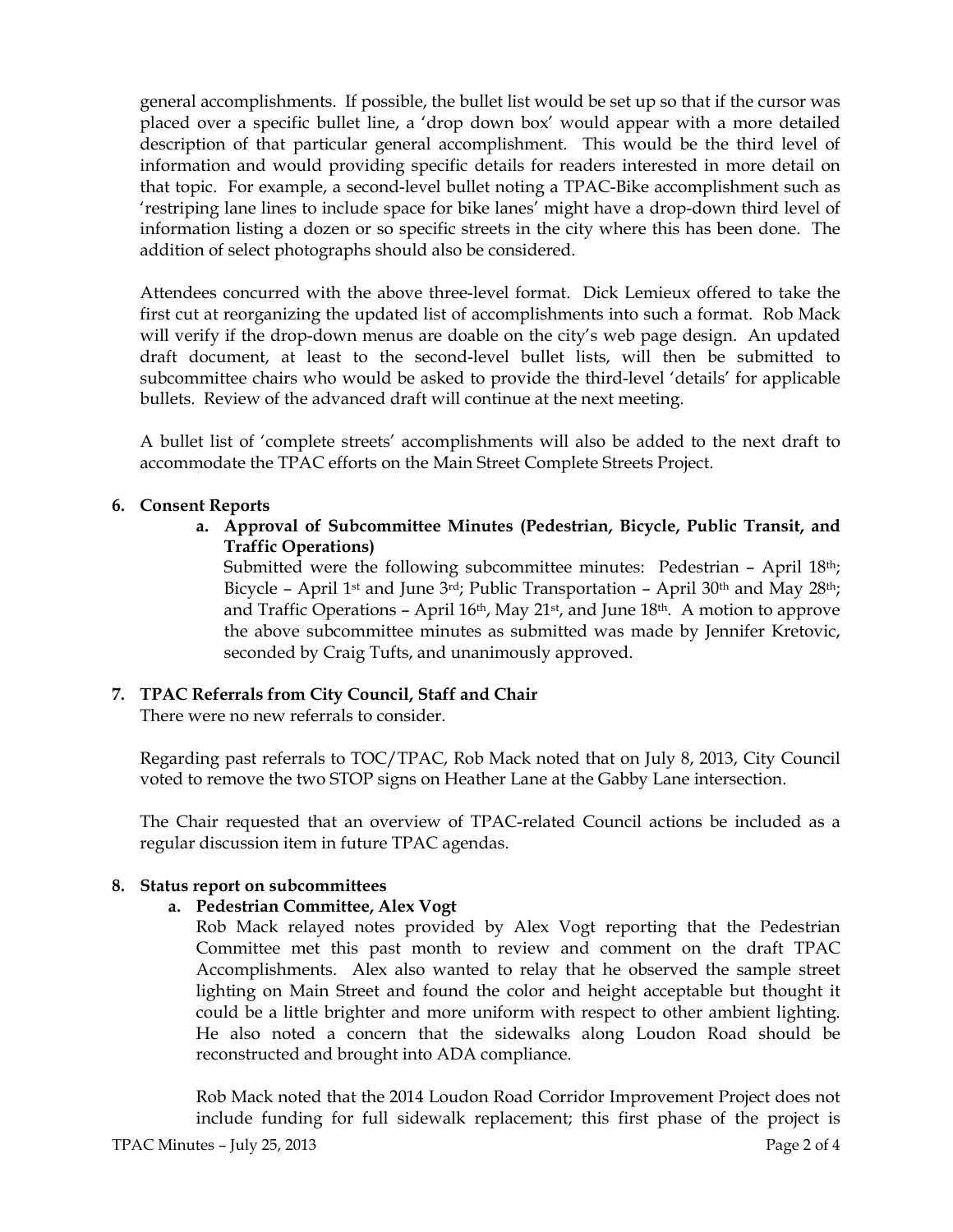general accomplishments. If possible, the bullet list would be set up so that if the cursor was placed over a specific bullet line, a 'drop down box' would appear with a more detailed description of that particular general accomplishment. This would be the third level of information and would providing specific details for readers interested in more detail on that topic. For example, a second-level bullet noting a TPAC-Bike accomplishment such as 'restriping lane lines to include space for bike lanes' might have a drop-down third level of information listing a dozen or so specific streets in the city where this has been done. The addition of select photographs should also be considered.

Attendees concurred with the above three-level format. Dick Lemieux offered to take the first cut at reorganizing the updated list of accomplishments into such a format. Rob Mack will verify if the drop-down menus are doable on the city's web page design. An updated draft document, at least to the second-level bullet lists, will then be submitted to subcommittee chairs who would be asked to provide the third-level 'details' for applicable bullets. Review of the advanced draft will continue at the next meeting.

A bullet list of 'complete streets' accomplishments will also be added to the next draft to accommodate the TPAC efforts on the Main Street Complete Streets Project.

**6. Consent Reports**

**a. Approval of Subcommittee Minutes (Pedestrian, Bicycle, Public Transit, and Traffic Operations)**

Submitted were the following subcommittee minutes: Pedestrian – April 18th; Bicycle – April 1st and June 3rd; Public Transportation – April 30th and May 28th; and Traffic Operations – April 16th, May 21st, and June 18th. A motion to approve the above subcommittee minutes as submitted was made by Jennifer Kretovic, seconded by Craig Tufts, and unanimously approved.

**7. TPAC Referrals from City Council, Staff and Chair**

There were no new referrals to consider.

Regarding past referrals to TOC/TPAC, Rob Mack noted that on July 8, 2013, City Council voted to remove the two STOP signs on Heather Lane at the Gabby Lane intersection.

The Chair requested that an overview of TPAC-related Council actions be included as a regular discussion item in future TPAC agendas.

**8. Status report on subcommittees**

**a. Pedestrian Committee, Alex Vogt**

Rob Mack relayed notes provided by Alex Vogt reporting that the Pedestrian Committee met this past month to review and comment on the draft TPAC Accomplishments. Alex also wanted to relay that he observed the sample street lighting on Main Street and found the color and height acceptable but thought it could be a little brighter and more uniform with respect to other ambient lighting. He also noted a concern that the sidewalks along Loudon Road should be reconstructed and brought into ADA compliance.

Rob Mack noted that the 2014 Loudon Road Corridor Improvement Project does not include funding for full sidewalk replacement; this first phase of the project is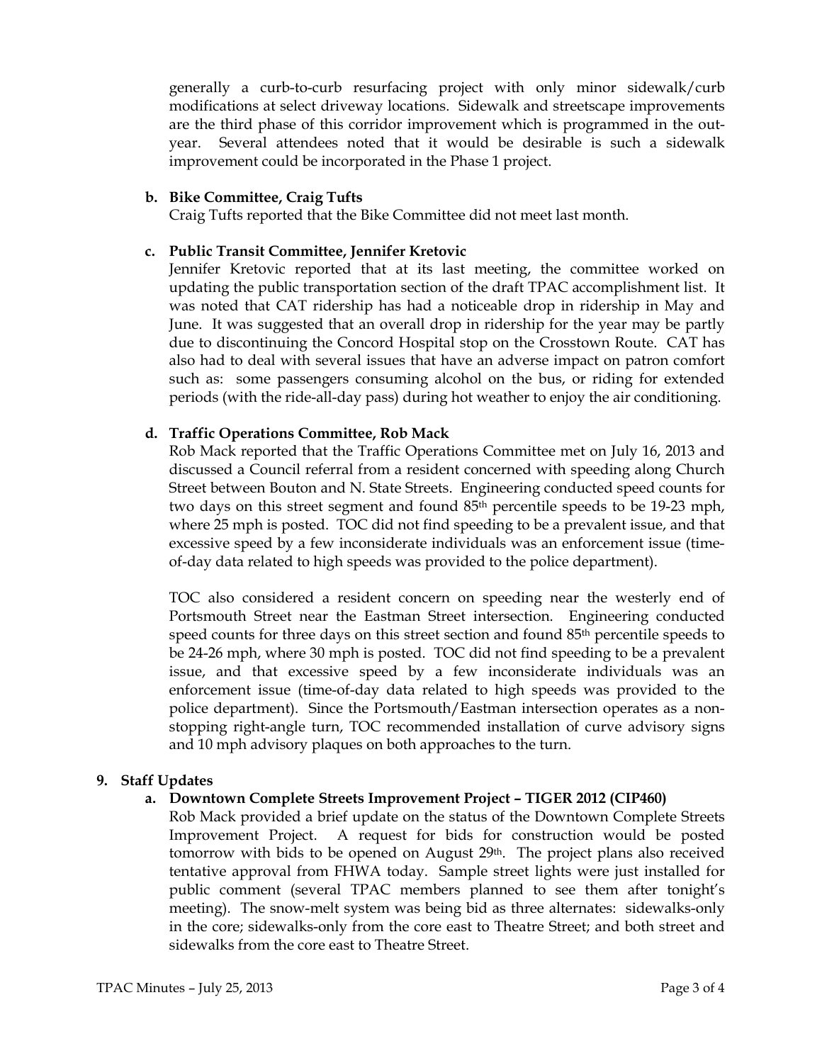generally a curb-to-curb resurfacing project with only minor sidewalk/curb modifications at select driveway locations. Sidewalk and streetscape improvements are the third phase of this corridor improvement which is programmed in the out-year. Several attendees noted that it would be desirable is such a sidewalk improvement could be incorporated in the Phase 1 project.

**b. Bike Committee, Craig Tufts**

Craig Tufts reported that the Bike Committee did not meet last month.

**c. Public Transit Committee, Jennifer Kretovic**

Jennifer Kretovic reported that at its last meeting, the committee worked on updating the public transportation section of the draft TPAC accomplishment list. It was noted that CAT ridership has had a noticeable drop in ridership in May and June. It was suggested that an overall drop in ridership for the year may be partly due to discontinuing the Concord Hospital stop on the Crosstown Route. CAT has also had to deal with several issues that have an adverse impact on patron comfort such as: some passengers consuming alcohol on the bus, or riding for extended periods (with the ride-all-day pass) during hot weather to enjoy the air conditioning.

**d. Traffic Operations Committee, Rob Mack**

Rob Mack reported that the Traffic Operations Committee met on July 16, 2013 and discussed a Council referral from a resident concerned with speeding along Church Street between Bouton and N. State Streets. Engineering conducted speed counts for two days on this street segment and found 85th percentile speeds to be 19-23 mph, where 25 mph is posted. TOC did not find speeding to be a prevalent issue, and that excessive speed by a few inconsiderate individuals was an enforcement issue (time-of-day data related to high speeds was provided to the police department).

TOC also considered a resident concern on speeding near the westerly end of Portsmouth Street near the Eastman Street intersection. Engineering conducted speed counts for three days on this street section and found 85th percentile speeds to be 24-26 mph, where 30 mph is posted. TOC did not find speeding to be a prevalent issue, and that excessive speed by a few inconsiderate individuals was an enforcement issue (time-of-day data related to high speeds was provided to the police department). Since the Portsmouth/Eastman intersection operates as a non-stopping right-angle turn, TOC recommended installation of curve advisory signs and 10 mph advisory plaques on both approaches to the turn.

**9. Staff Updates**

**a. Downtown Complete Streets Improvement Project – TIGER 2012 (CIP460)**

Rob Mack provided a brief update on the status of the Downtown Complete Streets Improvement Project. A request for bids for construction would be posted tomorrow with bids to be opened on August 29th. The project plans also received tentative approval from FHWA today. Sample street lights were just installed for public comment (several TPAC members planned to see them after tonight's meeting). The snow-melt system was being bid as three alternates: sidewalks-only in the core; sidewalks-only from the core east to Theatre Street; and both street and sidewalks from the core east to Theatre Street.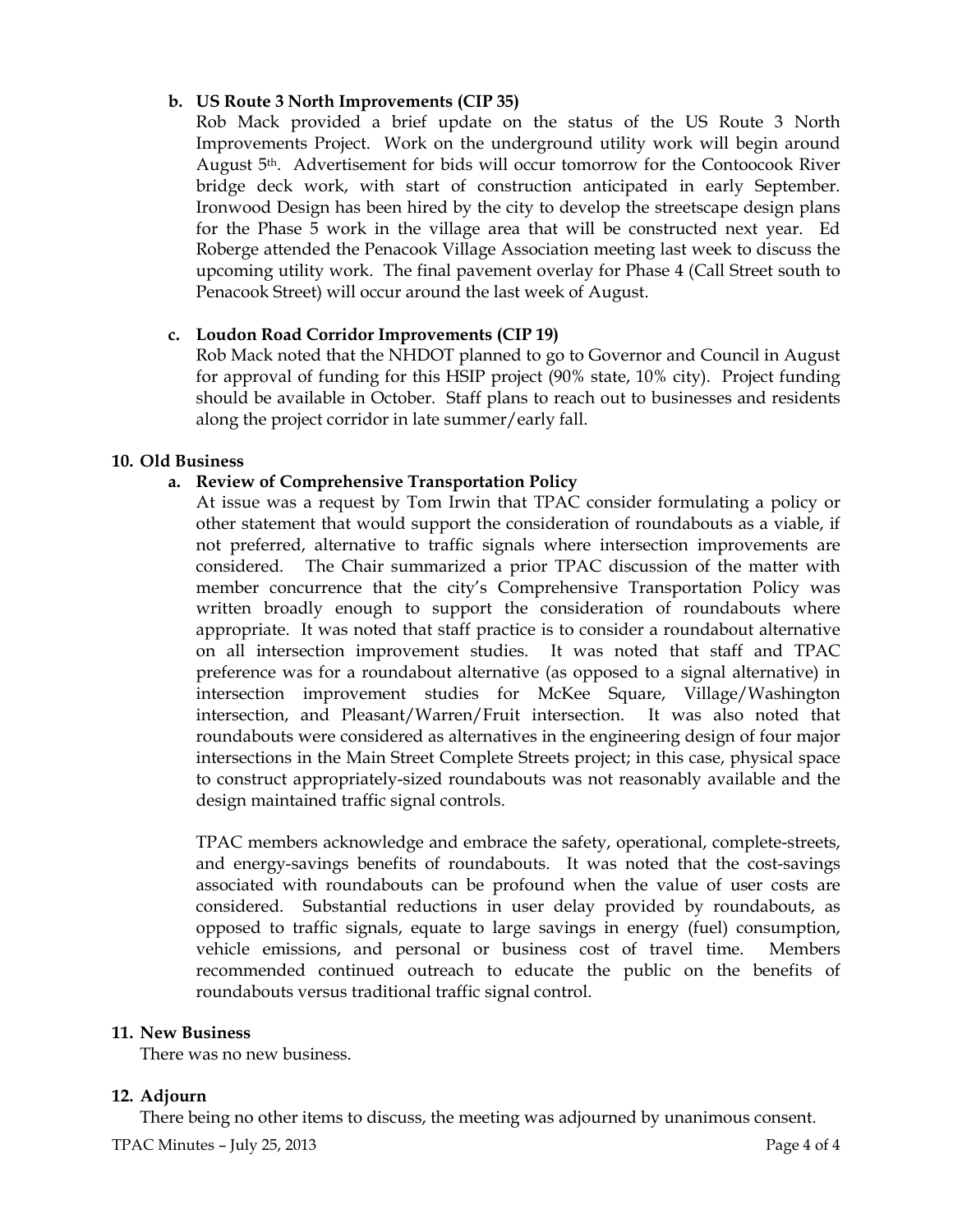**b. US Route 3 North Improvements (CIP 35)**

Rob Mack provided a brief update on the status of the US Route 3 North Improvements Project. Work on the underground utility work will begin around August 5th. Advertisement for bids will occur tomorrow for the Contoocook River bridge deck work, with start of construction anticipated in early September. Ironwood Design has been hired by the city to develop the streetscape design plans for the Phase 5 work in the village area that will be constructed next year. Ed Roberge attended the Penacook Village Association meeting last week to discuss the upcoming utility work. The final pavement overlay for Phase 4 (Call Street south to Penacook Street) will occur around the last week of August.

**c. Loudon Road Corridor Improvements (CIP 19)**

Rob Mack noted that the NHDOT planned to go to Governor and Council in August for approval of funding for this HSIP project (90% state, 10% city). Project funding should be available in October. Staff plans to reach out to businesses and residents along the project corridor in late summer/early fall.

## 10. Old Business

**a. Review of Comprehensive Transportation Policy**

At issue was a request by Tom Irwin that TPAC consider formulating a policy or other statement that would support the consideration of roundabouts as a viable, if not preferred, alternative to traffic signals where intersection improvements are considered. The Chair summarized a prior TPAC discussion of the matter with member concurrence that the city's Comprehensive Transportation Policy was written broadly enough to support the consideration of roundabouts where appropriate. It was noted that staff practice is to consider a roundabout alternative on all intersection improvement studies. It was noted that staff and TPAC preference was for a roundabout alternative (as opposed to a signal alternative) in intersection improvement studies for McKee Square, Village/Washington intersection, and Pleasant/Warren/Fruit intersection. It was also noted that roundabouts were considered as alternatives in the engineering design of four major intersections in the Main Street Complete Streets project; in this case, physical space to construct appropriately-sized roundabouts was not reasonably available and the design maintained traffic signal controls.

TPAC members acknowledge and embrace the safety, operational, complete-streets, and energy-savings benefits of roundabouts. It was noted that the cost-savings associated with roundabouts can be profound when the value of user costs are considered. Substantial reductions in user delay provided by roundabouts, as opposed to traffic signals, equate to large savings in energy (fuel) consumption, vehicle emissions, and personal or business cost of travel time. Members recommended continued outreach to educate the public on the benefits of roundabouts versus traditional traffic signal control.

## 11. New Business

There was no new business.

## 12. Adjourn

There being no other items to discuss, the meeting was adjourned by unanimous consent.